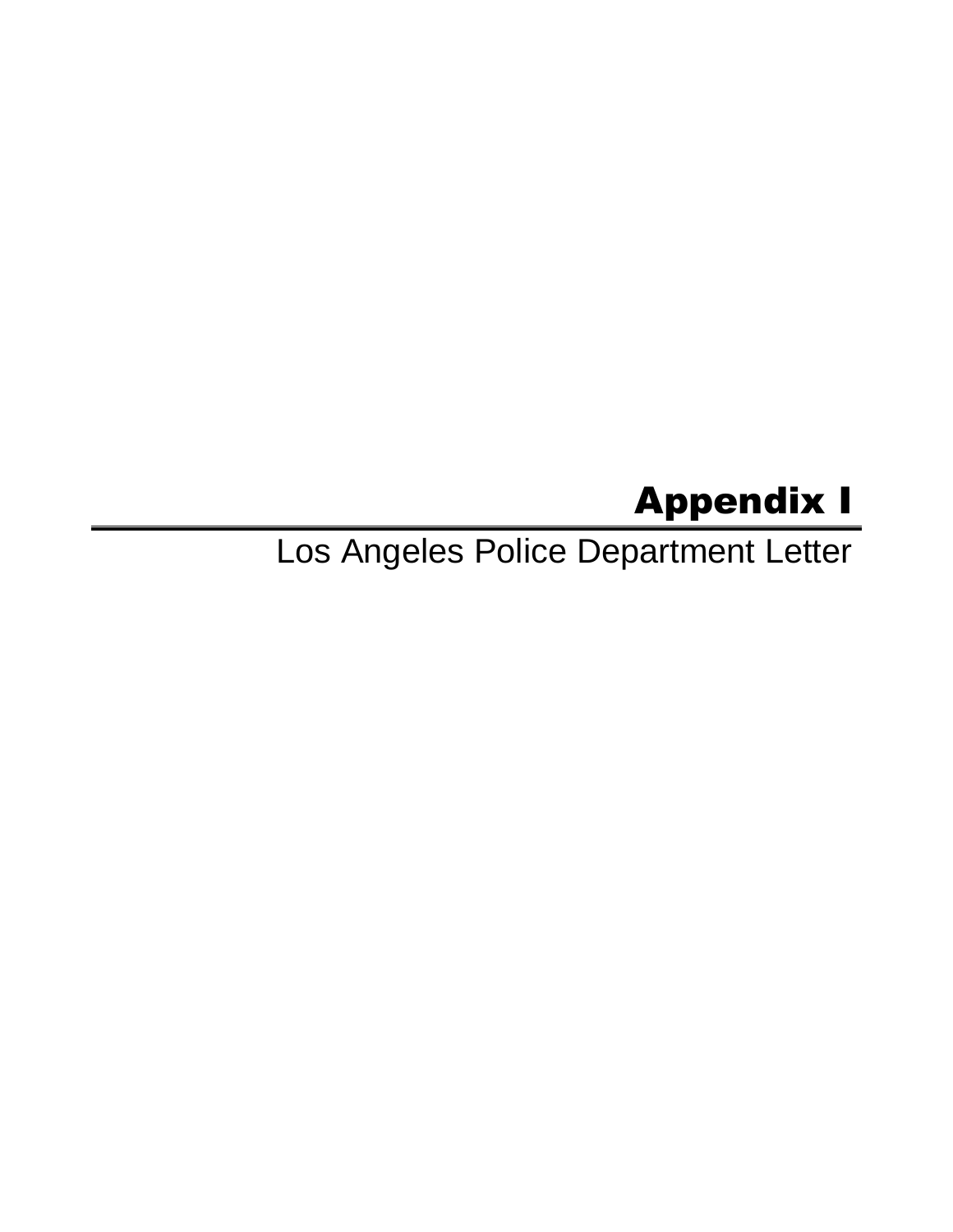# Appendix I

Los Angeles Police Department Letter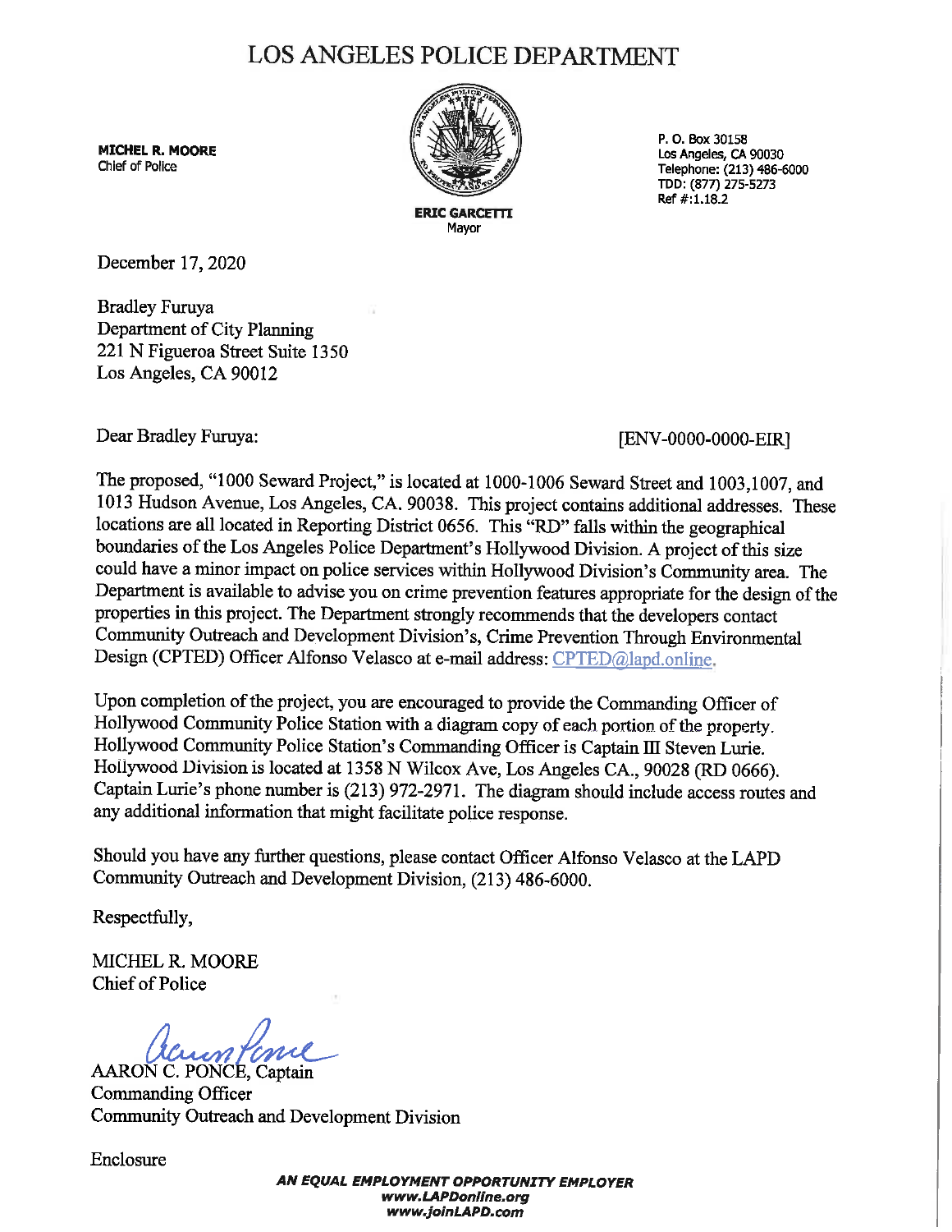# LOS ANGELES POLICE DEPARTMENT

**MICHEL R. MOORE**
Chief of Police

**ERIC GARCETTI**
Mayor

P. O. Box 30158
Los Angeles, CA 90030
Telephone: (213) 486-6000
TDD: (877) 275-5273
Ref #:1.18.2

December 17, 2020

Bradley Furuya
Department of City Planning
221 N Figueroa Street Suite 1350
Los Angeles, CA 90012

Dear Bradley Furuya: [ENV-0000-0000-EIR]

The proposed, "1000 Seward Project," is located at 1000-1006 Seward Street and 1003,1007, and 1013 Hudson Avenue, Los Angeles, CA. 90038. This project contains additional addresses. These locations are all located in Reporting District 0656. This "RD" falls within the geographical boundaries of the Los Angeles Police Department's Hollywood Division. A project of this size could have a minor impact on police services within Hollywood Division's Community area. The Department is available to advise you on crime prevention features appropriate for the design of the properties in this project. The Department strongly recommends that the developers contact Community Outreach and Development Division's, Crime Prevention Through Environmental Design (CPTED) Officer Alfonso Velasco at e-mail address: CPTED@lapd.online.

Upon completion of the project, you are encouraged to provide the Commanding Officer of Hollywood Community Police Station with a diagram copy of each portion of the property. Hollywood Community Police Station's Commanding Officer is Captain III Steven Lurie. Hollywood Division is located at 1358 N Wilcox Ave, Los Angeles CA., 90028 (RD 0666). Captain Lurie's phone number is (213) 972-2971. The diagram should include access routes and any additional information that might facilitate police response.

Should you have any further questions, please contact Officer Alfonso Velasco at the LAPD Community Outreach and Development Division, (213) 486-6000.

Respectfully,

MICHEL R. MOORE
Chief of Police

AARON C. PONCE, Captain
Commanding Officer
Community Outreach and Development Division

Enclosure

***AN EQUAL EMPLOYMENT OPPORTUNITY EMPLOYER***
***www.LAPDonline.org***
***www.joinLAPD.com***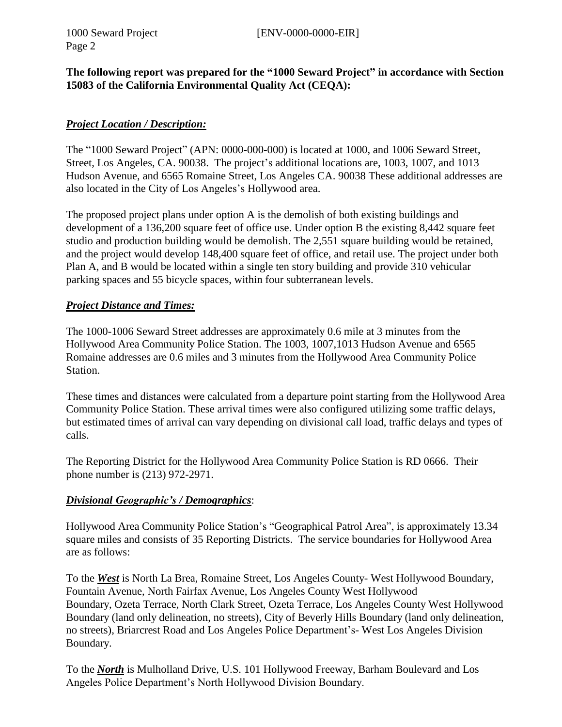**The following report was prepared for the "1000 Seward Project" in accordance with Section 15083 of the California Environmental Quality Act (CEQA):**

***Project Location / Description:***

The "1000 Seward Project" (APN: 0000-000-000) is located at 1000, and 1006 Seward Street, Street, Los Angeles, CA. 90038. The project's additional locations are, 1003, 1007, and 1013 Hudson Avenue, and 6565 Romaine Street, Los Angeles CA. 90038 These additional addresses are also located in the City of Los Angeles's Hollywood area.

The proposed project plans under option A is the demolish of both existing buildings and development of a 136,200 square feet of office use. Under option B the existing 8,442 square feet studio and production building would be demolish. The 2,551 square building would be retained, and the project would develop 148,400 square feet of office, and retail use. The project under both Plan A, and B would be located within a single ten story building and provide 310 vehicular parking spaces and 55 bicycle spaces, within four subterranean levels.

***Project Distance and Times:***

The 1000-1006 Seward Street addresses are approximately 0.6 mile at 3 minutes from the Hollywood Area Community Police Station. The 1003, 1007,1013 Hudson Avenue and 6565 Romaine addresses are 0.6 miles and 3 minutes from the Hollywood Area Community Police Station.

These times and distances were calculated from a departure point starting from the Hollywood Area Community Police Station. These arrival times were also configured utilizing some traffic delays, but estimated times of arrival can vary depending on divisional call load, traffic delays and types of calls.

The Reporting District for the Hollywood Area Community Police Station is RD 0666. Their phone number is (213) 972-2971.

***Divisional Geographic's / Demographics***:

Hollywood Area Community Police Station's "Geographical Patrol Area", is approximately 13.34 square miles and consists of 35 Reporting Districts. The service boundaries for Hollywood Area are as follows:

To the ***West*** is North La Brea, Romaine Street, Los Angeles County- West Hollywood Boundary, Fountain Avenue, North Fairfax Avenue, Los Angeles County West Hollywood Boundary, Ozeta Terrace, North Clark Street, Ozeta Terrace, Los Angeles County West Hollywood Boundary (land only delineation, no streets), City of Beverly Hills Boundary (land only delineation, no streets), Briarcrest Road and Los Angeles Police Department's- West Los Angeles Division Boundary.

To the ***North*** is Mulholland Drive, U.S. 101 Hollywood Freeway, Barham Boulevard and Los Angeles Police Department's North Hollywood Division Boundary.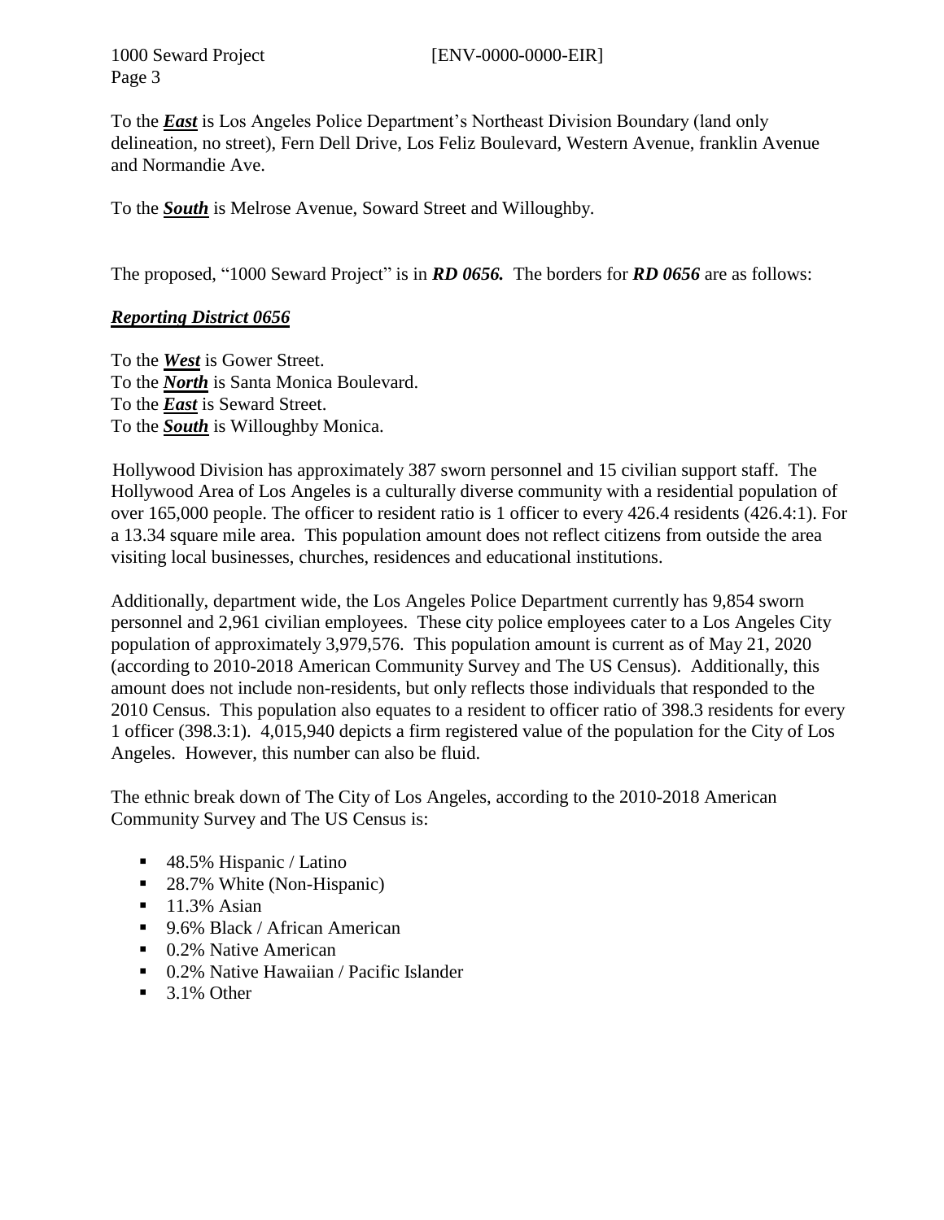To the ***East*** is Los Angeles Police Department's Northeast Division Boundary (land only delineation, no street), Fern Dell Drive, Los Feliz Boulevard, Western Avenue, franklin Avenue and Normandie Ave.

To the ***South*** is Melrose Avenue, Soward Street and Willoughby.

The proposed, "1000 Seward Project" is in ***RD 0656.*** The borders for ***RD 0656*** are as follows:

***Reporting District 0656***

To the ***West*** is Gower Street.
To the ***North*** is Santa Monica Boulevard.
To the ***East*** is Seward Street.
To the ***South*** is Willoughby Monica.

Hollywood Division has approximately 387 sworn personnel and 15 civilian support staff. The Hollywood Area of Los Angeles is a culturally diverse community with a residential population of over 165,000 people. The officer to resident ratio is 1 officer to every 426.4 residents (426.4:1). For a 13.34 square mile area. This population amount does not reflect citizens from outside the area visiting local businesses, churches, residences and educational institutions.

Additionally, department wide, the Los Angeles Police Department currently has 9,854 sworn personnel and 2,961 civilian employees. These city police employees cater to a Los Angeles City population of approximately 3,979,576. This population amount is current as of May 21, 2020 (according to 2010-2018 American Community Survey and The US Census). Additionally, this amount does not include non-residents, but only reflects those individuals that responded to the 2010 Census. This population also equates to a resident to officer ratio of 398.3 residents for every 1 officer (398.3:1). 4,015,940 depicts a firm registered value of the population for the City of Los Angeles. However, this number can also be fluid.

The ethnic break down of The City of Los Angeles, according to the 2010-2018 American Community Survey and The US Census is:

- 48.5% Hispanic / Latino
- 28.7% White (Non-Hispanic)
- 11.3% Asian
- 9.6% Black / African American
- 0.2% Native American
- 0.2% Native Hawaiian / Pacific Islander
- 3.1% Other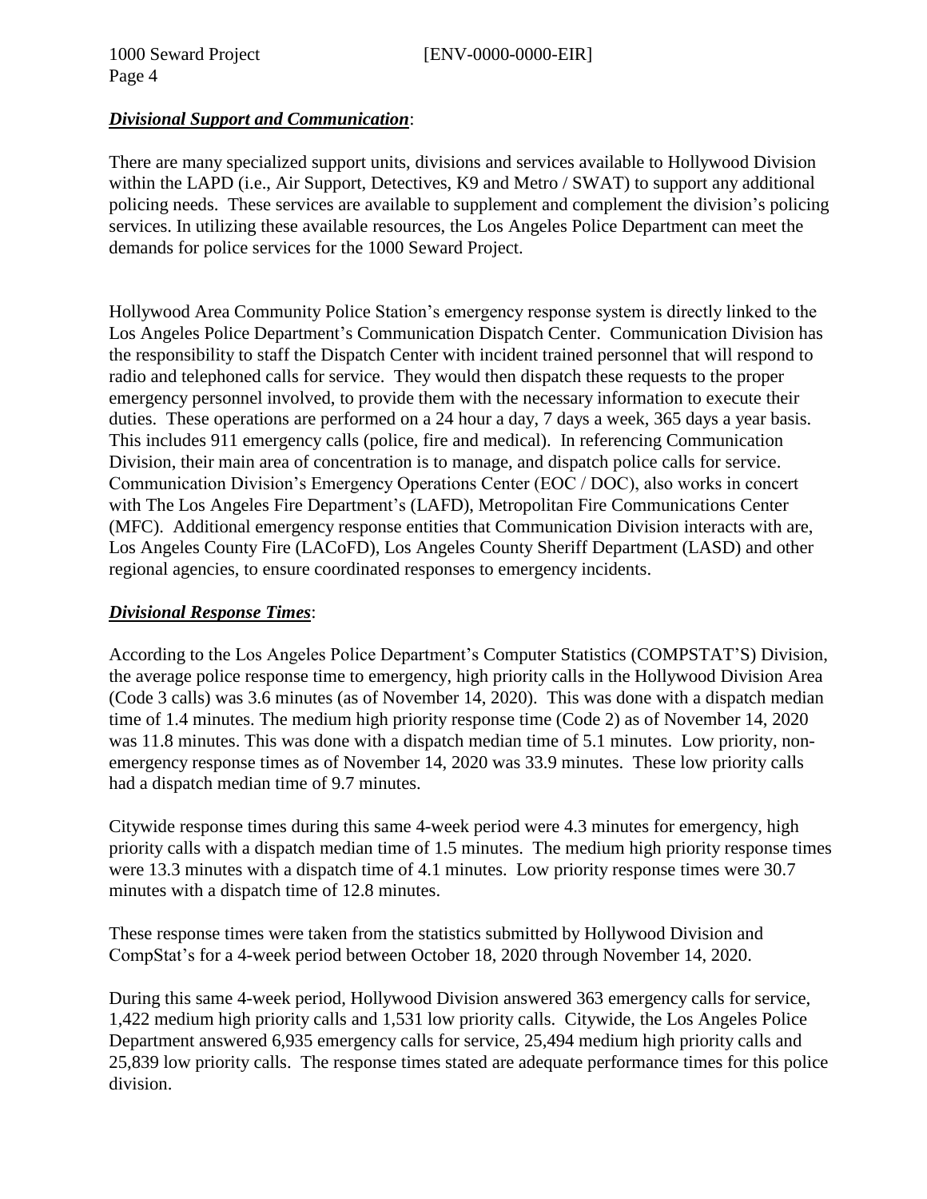***Divisional Support and Communication***:

There are many specialized support units, divisions and services available to Hollywood Division within the LAPD (i.e., Air Support, Detectives, K9 and Metro / SWAT) to support any additional policing needs. These services are available to supplement and complement the division's policing services. In utilizing these available resources, the Los Angeles Police Department can meet the demands for police services for the 1000 Seward Project.

Hollywood Area Community Police Station's emergency response system is directly linked to the Los Angeles Police Department's Communication Dispatch Center. Communication Division has the responsibility to staff the Dispatch Center with incident trained personnel that will respond to radio and telephoned calls for service. They would then dispatch these requests to the proper emergency personnel involved, to provide them with the necessary information to execute their duties. These operations are performed on a 24 hour a day, 7 days a week, 365 days a year basis. This includes 911 emergency calls (police, fire and medical). In referencing Communication Division, their main area of concentration is to manage, and dispatch police calls for service. Communication Division's Emergency Operations Center (EOC / DOC), also works in concert with The Los Angeles Fire Department's (LAFD), Metropolitan Fire Communications Center (MFC). Additional emergency response entities that Communication Division interacts with are, Los Angeles County Fire (LACoFD), Los Angeles County Sheriff Department (LASD) and other regional agencies, to ensure coordinated responses to emergency incidents.

***Divisional Response Times***:

According to the Los Angeles Police Department's Computer Statistics (COMPSTAT'S) Division, the average police response time to emergency, high priority calls in the Hollywood Division Area (Code 3 calls) was 3.6 minutes (as of November 14, 2020). This was done with a dispatch median time of 1.4 minutes. The medium high priority response time (Code 2) as of November 14, 2020 was 11.8 minutes. This was done with a dispatch median time of 5.1 minutes. Low priority, non-emergency response times as of November 14, 2020 was 33.9 minutes. These low priority calls had a dispatch median time of 9.7 minutes.

Citywide response times during this same 4-week period were 4.3 minutes for emergency, high priority calls with a dispatch median time of 1.5 minutes. The medium high priority response times were 13.3 minutes with a dispatch time of 4.1 minutes. Low priority response times were 30.7 minutes with a dispatch time of 12.8 minutes.

These response times were taken from the statistics submitted by Hollywood Division and CompStat's for a 4-week period between October 18, 2020 through November 14, 2020.

During this same 4-week period, Hollywood Division answered 363 emergency calls for service, 1,422 medium high priority calls and 1,531 low priority calls. Citywide, the Los Angeles Police Department answered 6,935 emergency calls for service, 25,494 medium high priority calls and 25,839 low priority calls. The response times stated are adequate performance times for this police division.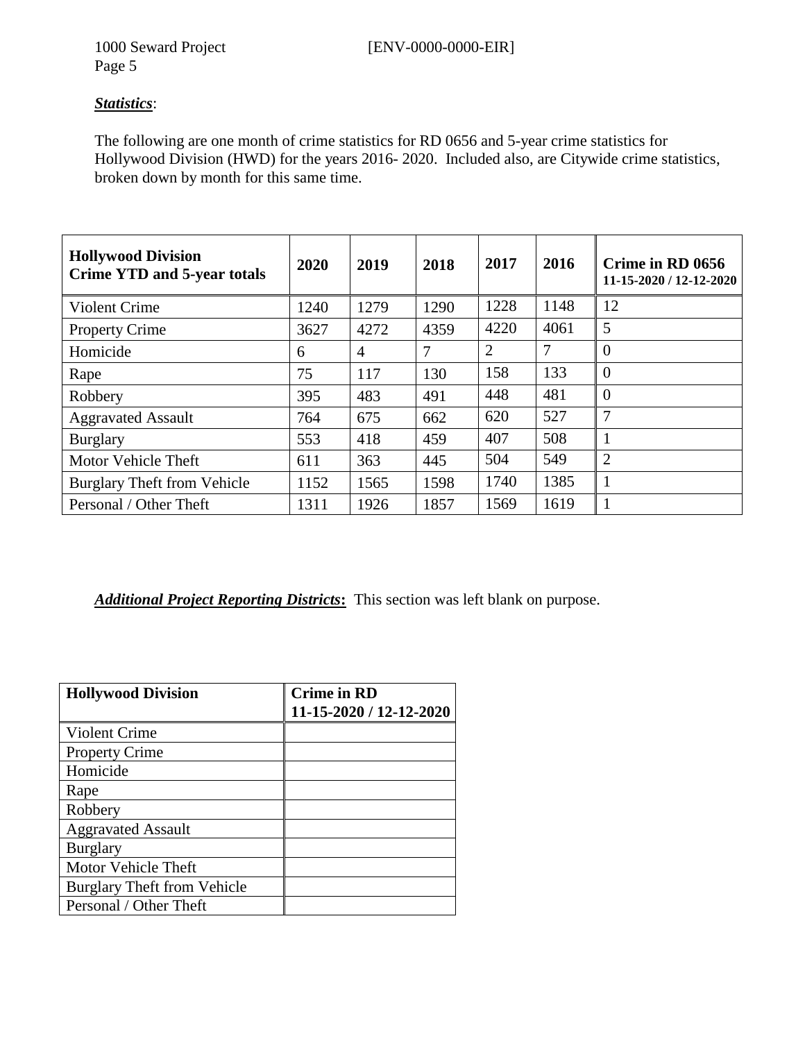***Statistics***:

The following are one month of crime statistics for RD 0656 and 5-year crime statistics for Hollywood Division (HWD) for the years 2016- 2020. Included also, are Citywide crime statistics, broken down by month for this same time.

| **Hollywood Division Crime YTD and 5-year totals** | **2020** | **2019** | **2018** | **2017** | **2016** | **Crime in RD 0656 11-15-2020 / 12-12-2020** |
|---|---|---|---|---|---|---|
| Violent Crime | 1240 | 1279 | 1290 | 1228 | 1148 | 12 |
| Property Crime | 3627 | 4272 | 4359 | 4220 | 4061 | 5 |
| Homicide | 6 | 4 | 7 | 2 | 7 | 0 |
| Rape | 75 | 117 | 130 | 158 | 133 | 0 |
| Robbery | 395 | 483 | 491 | 448 | 481 | 0 |
| Aggravated Assault | 764 | 675 | 662 | 620 | 527 | 7 |
| Burglary | 553 | 418 | 459 | 407 | 508 | 1 |
| Motor Vehicle Theft | 611 | 363 | 445 | 504 | 549 | 2 |
| Burglary Theft from Vehicle | 1152 | 1565 | 1598 | 1740 | 1385 | 1 |
| Personal / Other Theft | 1311 | 1926 | 1857 | 1569 | 1619 | 1 |

***Additional Project Reporting Districts*:** This section was left blank on purpose.

| **Hollywood Division** | **Crime in RD 11-15-2020 / 12-12-2020** |
|---|---|
| Violent Crime | |
| Property Crime | |
| Homicide | |
| Rape | |
| Robbery | |
| Aggravated Assault | |
| Burglary | |
| Motor Vehicle Theft | |
| Burglary Theft from Vehicle | |
| Personal / Other Theft | |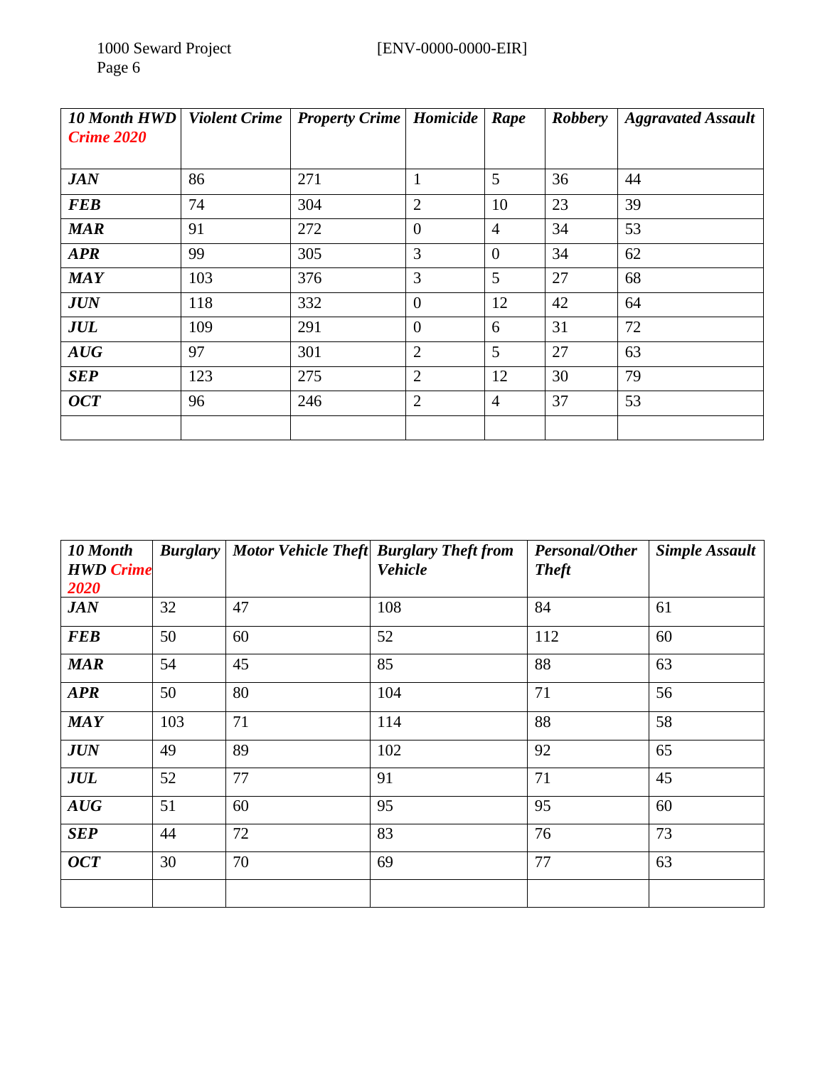| ***10 Month HWD Crime 2020*** | ***Violent Crime*** | ***Property Crime*** | ***Homicide*** | ***Rape*** | ***Robbery*** | ***Aggravated Assault*** |
|---|---|---|---|---|---|---|
| ***JAN*** | 86 | 271 | 1 | 5 | 36 | 44 |
| ***FEB*** | 74 | 304 | 2 | 10 | 23 | 39 |
| ***MAR*** | 91 | 272 | 0 | 4 | 34 | 53 |
| ***APR*** | 99 | 305 | 3 | 0 | 34 | 62 |
| ***MAY*** | 103 | 376 | 3 | 5 | 27 | 68 |
| ***JUN*** | 118 | 332 | 0 | 12 | 42 | 64 |
| ***JUL*** | 109 | 291 | 0 | 6 | 31 | 72 |
| ***AUG*** | 97 | 301 | 2 | 5 | 27 | 63 |
| ***SEP*** | 123 | 275 | 2 | 12 | 30 | 79 |
| ***OCT*** | 96 | 246 | 2 | 4 | 37 | 53 |
| | | | | | | |

| ***10 Month HWD Crime 2020*** | ***Burglary*** | ***Motor Vehicle Theft*** | ***Burglary Theft from Vehicle*** | ***Personal/Other Theft*** | ***Simple Assault*** |
|---|---|---|---|---|---|
| ***JAN*** | 32 | 47 | 108 | 84 | 61 |
| ***FEB*** | 50 | 60 | 52 | 112 | 60 |
| ***MAR*** | 54 | 45 | 85 | 88 | 63 |
| ***APR*** | 50 | 80 | 104 | 71 | 56 |
| ***MAY*** | 103 | 71 | 114 | 88 | 58 |
| ***JUN*** | 49 | 89 | 102 | 92 | 65 |
| ***JUL*** | 52 | 77 | 91 | 71 | 45 |
| ***AUG*** | 51 | 60 | 95 | 95 | 60 |
| ***SEP*** | 44 | 72 | 83 | 76 | 73 |
| ***OCT*** | 30 | 70 | 69 | 77 | 63 |
| | | | | | |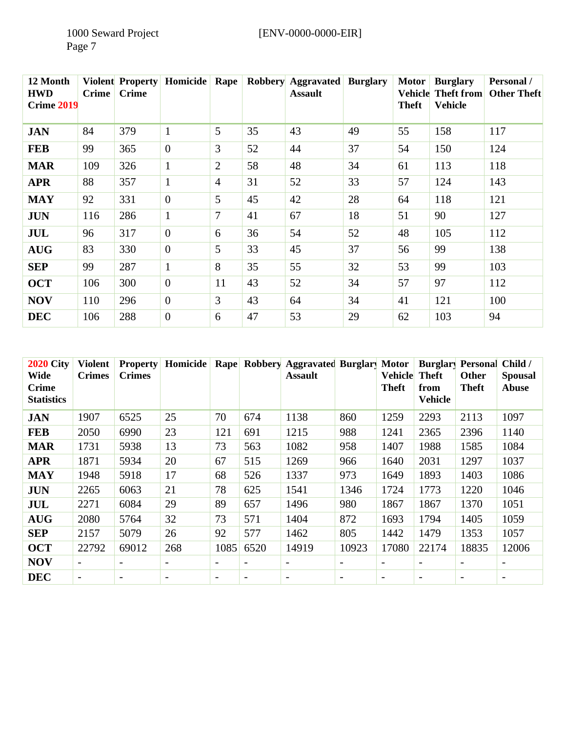| 12 Month HWD Crime 2019 | Violent Crime | Property Crime | Homicide | Rape | Robbery | Aggravated Assault | Burglary | Motor Vehicle Theft | Burglary Theft from Vehicle | Personal / Other Theft |
|---|---|---|---|---|---|---|---|---|---|---|
| **JAN** | 84 | 379 | 1 | 5 | 35 | 43 | 49 | 55 | 158 | 117 |
| **FEB** | 99 | 365 | 0 | 3 | 52 | 44 | 37 | 54 | 150 | 124 |
| **MAR** | 109 | 326 | 1 | 2 | 58 | 48 | 34 | 61 | 113 | 118 |
| **APR** | 88 | 357 | 1 | 4 | 31 | 52 | 33 | 57 | 124 | 143 |
| **MAY** | 92 | 331 | 0 | 5 | 45 | 42 | 28 | 64 | 118 | 121 |
| **JUN** | 116 | 286 | 1 | 7 | 41 | 67 | 18 | 51 | 90 | 127 |
| **JUL** | 96 | 317 | 0 | 6 | 36 | 54 | 52 | 48 | 105 | 112 |
| **AUG** | 83 | 330 | 0 | 5 | 33 | 45 | 37 | 56 | 99 | 138 |
| **SEP** | 99 | 287 | 1 | 8 | 35 | 55 | 32 | 53 | 99 | 103 |
| **OCT** | 106 | 300 | 0 | 11 | 43 | 52 | 34 | 57 | 97 | 112 |
| **NOV** | 110 | 296 | 0 | 3 | 43 | 64 | 34 | 41 | 121 | 100 |
| **DEC** | 106 | 288 | 0 | 6 | 47 | 53 | 29 | 62 | 103 | 94 |

| 2020 City Wide Crime Statistics | Violent Crimes | Property Crimes | Homicide | Rape | Robbery | Aggravated Assault | Burglary | Motor Vehicle Theft | Burglary Theft from Vehicle | Personal Other Theft | Child / Spousal Abuse |
|---|---|---|---|---|---|---|---|---|---|---|---|
| **JAN** | 1907 | 6525 | 25 | 70 | 674 | 1138 | 860 | 1259 | 2293 | 2113 | 1097 |
| **FEB** | 2050 | 6990 | 23 | 121 | 691 | 1215 | 988 | 1241 | 2365 | 2396 | 1140 |
| **MAR** | 1731 | 5938 | 13 | 73 | 563 | 1082 | 958 | 1407 | 1988 | 1585 | 1084 |
| **APR** | 1871 | 5934 | 20 | 67 | 515 | 1269 | 966 | 1640 | 2031 | 1297 | 1037 |
| **MAY** | 1948 | 5918 | 17 | 68 | 526 | 1337 | 973 | 1649 | 1893 | 1403 | 1086 |
| **JUN** | 2265 | 6063 | 21 | 78 | 625 | 1541 | 1346 | 1724 | 1773 | 1220 | 1046 |
| **JUL** | 2271 | 6084 | 29 | 89 | 657 | 1496 | 980 | 1867 | 1867 | 1370 | 1051 |
| **AUG** | 2080 | 5764 | 32 | 73 | 571 | 1404 | 872 | 1693 | 1794 | 1405 | 1059 |
| **SEP** | 2157 | 5079 | 26 | 92 | 577 | 1462 | 805 | 1442 | 1479 | 1353 | 1057 |
| **OCT** | 22792 | 69012 | 268 | 1085 | 6520 | 14919 | 10923 | 17080 | 22174 | 18835 | 12006 |
| **NOV** | - | - | - | - | - | - | - | - | - | - | - |
| **DEC** | - | - | - | - | - | - | - | - | - | - | - |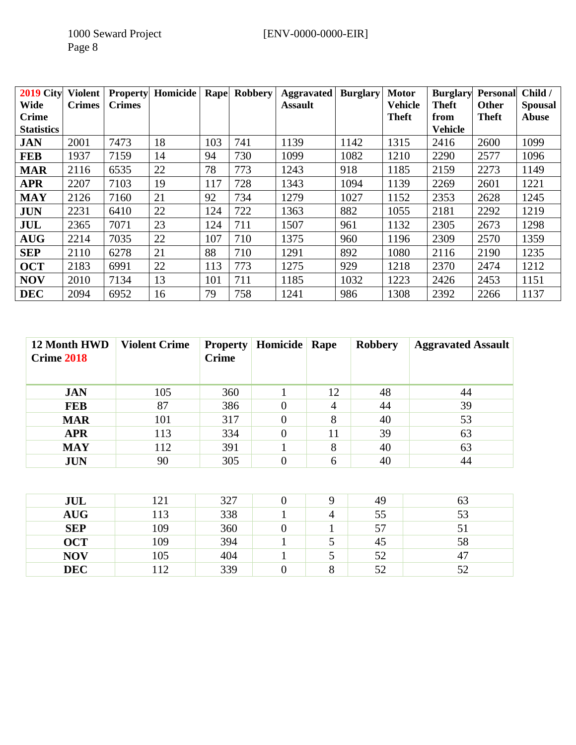| 2019 City Wide Crime Statistics | Violent Crimes | Property Crimes | Homicide | Rape | Robbery | Aggravated Assault | Burglary | Motor Vehicle Theft | Burglary Theft from Vehicle | Personal Other Theft | Child / Spousal Abuse |
|---|---|---|---|---|---|---|---|---|---|---|---|
| **JAN** | 2001 | 7473 | 18 | 103 | 741 | 1139 | 1142 | 1315 | 2416 | 2600 | 1099 |
| **FEB** | 1937 | 7159 | 14 | 94 | 730 | 1099 | 1082 | 1210 | 2290 | 2577 | 1096 |
| **MAR** | 2116 | 6535 | 22 | 78 | 773 | 1243 | 918 | 1185 | 2159 | 2273 | 1149 |
| **APR** | 2207 | 7103 | 19 | 117 | 728 | 1343 | 1094 | 1139 | 2269 | 2601 | 1221 |
| **MAY** | 2126 | 7160 | 21 | 92 | 734 | 1279 | 1027 | 1152 | 2353 | 2628 | 1245 |
| **JUN** | 2231 | 6410 | 22 | 124 | 722 | 1363 | 882 | 1055 | 2181 | 2292 | 1219 |
| **JUL** | 2365 | 7071 | 23 | 124 | 711 | 1507 | 961 | 1132 | 2305 | 2673 | 1298 |
| **AUG** | 2214 | 7035 | 22 | 107 | 710 | 1375 | 960 | 1196 | 2309 | 2570 | 1359 |
| **SEP** | 2110 | 6278 | 21 | 88 | 710 | 1291 | 892 | 1080 | 2116 | 2190 | 1235 |
| **OCT** | 2183 | 6991 | 22 | 113 | 773 | 1275 | 929 | 1218 | 2370 | 2474 | 1212 |
| **NOV** | 2010 | 7134 | 13 | 101 | 711 | 1185 | 1032 | 1223 | 2426 | 2453 | 1151 |
| **DEC** | 2094 | 6952 | 16 | 79 | 758 | 1241 | 986 | 1308 | 2392 | 2266 | 1137 |

| 12 Month HWD Crime 2018 | Violent Crime | Property Crime | Homicide | Rape | Robbery | Aggravated Assault |
|---|---|---|---|---|---|---|
| **JAN** | 105 | 360 | 1 | 12 | 48 | 44 |
| **FEB** | 87 | 386 | 0 | 4 | 44 | 39 |
| **MAR** | 101 | 317 | 0 | 8 | 40 | 53 |
| **APR** | 113 | 334 | 0 | 11 | 39 | 63 |
| **MAY** | 112 | 391 | 1 | 8 | 40 | 63 |
| **JUN** | 90 | 305 | 0 | 6 | 40 | 44 |
| **JUL** | 121 | 327 | 0 | 9 | 49 | 63 |
| **AUG** | 113 | 338 | 1 | 4 | 55 | 53 |
| **SEP** | 109 | 360 | 0 | 1 | 57 | 51 |
| **OCT** | 109 | 394 | 1 | 5 | 45 | 58 |
| **NOV** | 105 | 404 | 1 | 5 | 52 | 47 |
| **DEC** | 112 | 339 | 0 | 8 | 52 | 52 |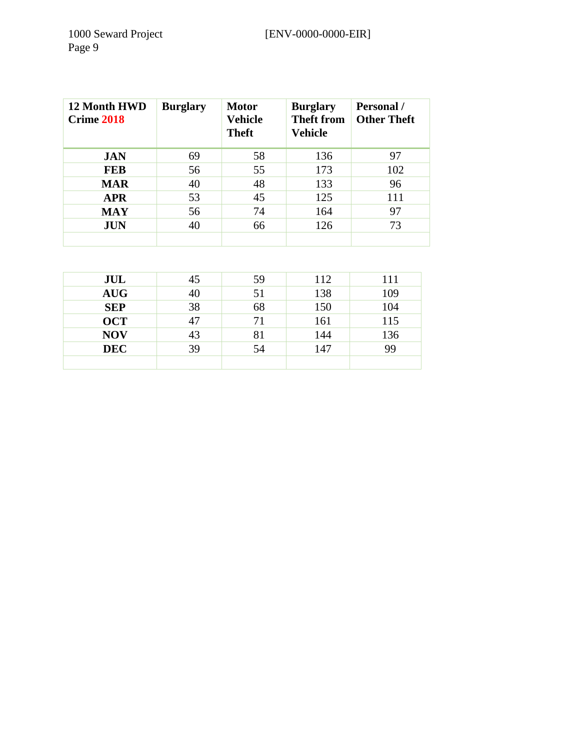| 12 Month HWD Crime 2018 | Burglary | Motor Vehicle Theft | Burglary Theft from Vehicle | Personal / Other Theft |
|---|---|---|---|---|
| **JAN** | 69 | 58 | 136 | 97 |
| **FEB** | 56 | 55 | 173 | 102 |
| **MAR** | 40 | 48 | 133 | 96 |
| **APR** | 53 | 45 | 125 | 111 |
| **MAY** | 56 | 74 | 164 | 97 |
| **JUN** | 40 | 66 | 126 | 73 |
| | | | | |
| **JUL** | 45 | 59 | 112 | 111 |
| **AUG** | 40 | 51 | 138 | 109 |
| **SEP** | 38 | 68 | 150 | 104 |
| **OCT** | 47 | 71 | 161 | 115 |
| **NOV** | 43 | 81 | 144 | 136 |
| **DEC** | 39 | 54 | 147 | 99 |
| | | | | |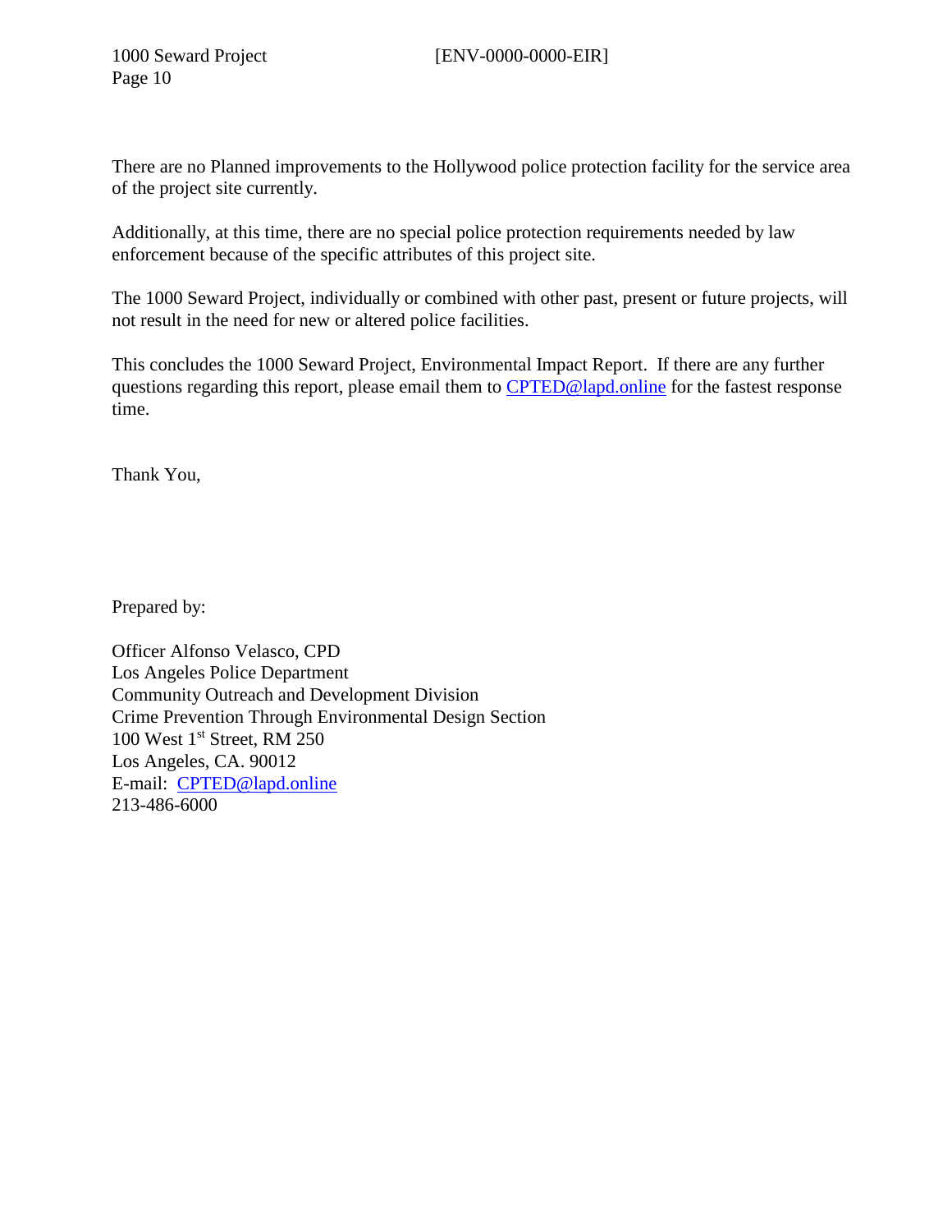There are no Planned improvements to the Hollywood police protection facility for the service area of the project site currently.

Additionally, at this time, there are no special police protection requirements needed by law enforcement because of the specific attributes of this project site.

The 1000 Seward Project, individually or combined with other past, present or future projects, will not result in the need for new or altered police facilities.

This concludes the 1000 Seward Project, Environmental Impact Report. If there are any further questions regarding this report, please email them to CPTED@lapd.online for the fastest response time.

Thank You,

Prepared by:

Officer Alfonso Velasco, CPD
Los Angeles Police Department
Community Outreach and Development Division
Crime Prevention Through Environmental Design Section
100 West 1st Street, RM 250
Los Angeles, CA. 90012
E-mail: CPTED@lapd.online
213-486-6000